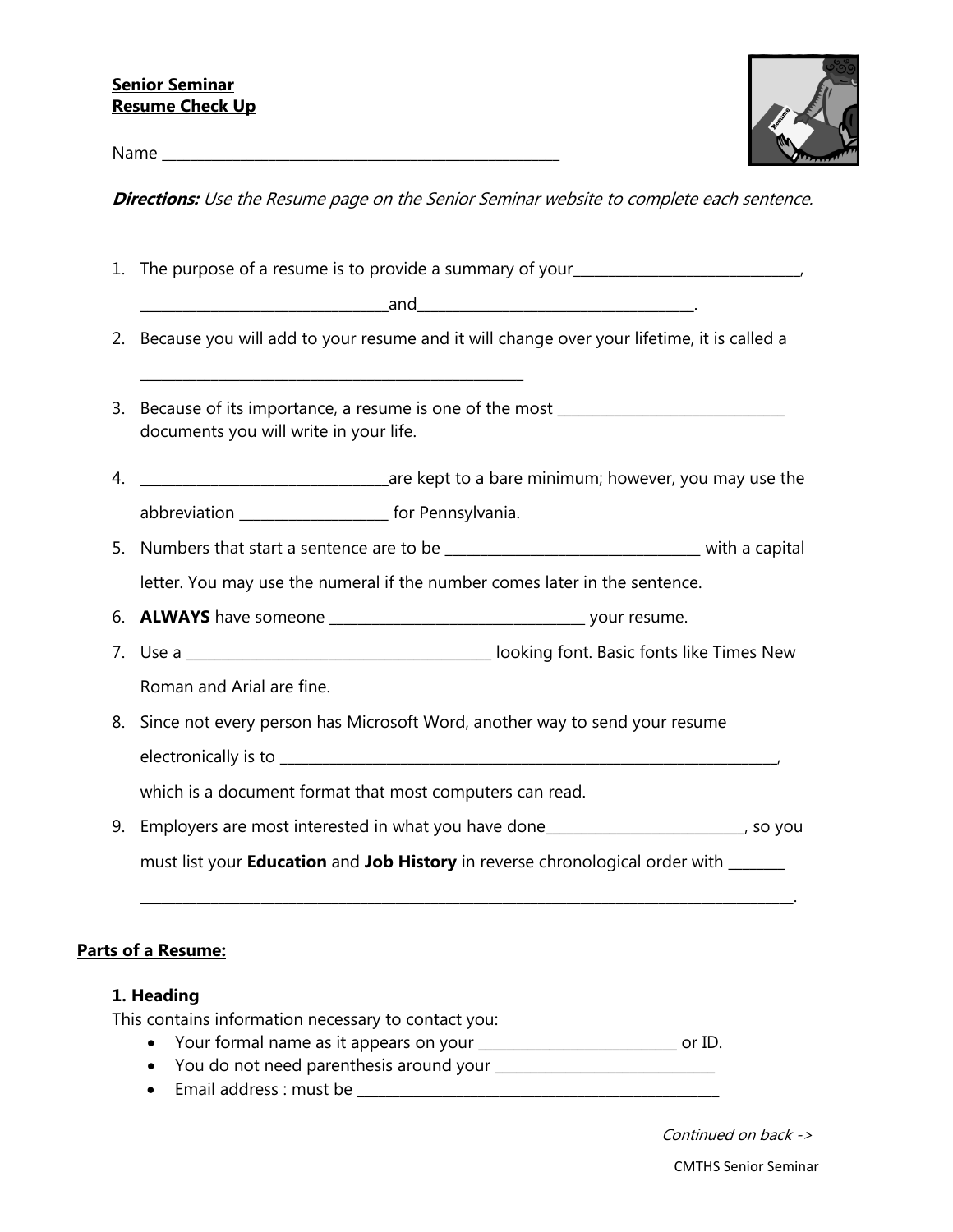**Senior Seminar**
**Resume Check Up**

Name ____________________________________________________

***Directions:*** *Use the Resume page on the Senior Seminar website to complete each sentence.*

1. The purpose of a resume is to provide a summary of your_____________________________, _______________________________and____________________________________.
2. Because you will add to your resume and it will change over your lifetime, it is called a __________________________________________________
3. Because of its importance, a resume is one of the most _____________________________ documents you will write in your life.
4. _______________________________are kept to a bare minimum; however, you may use the abbreviation __________________ for Pennsylvania.
5. Numbers that start a sentence are to be _________________________________ with a capital letter. You may use the numeral if the number comes later in the sentence.
6. **ALWAYS** have someone _________________________________ your resume.
7. Use a _______________________________________ looking font. Basic fonts like Times New Roman and Arial are fine.
8. Since not every person has Microsoft Word, another way to send your resume electronically is to _________________________________________________________________, which is a document format that most computers can read.
9. Employers are most interested in what you have done_________________________, so you must list your **Education** and **Job History** in reverse chronological order with _______ ____________________________________________________________________________________.

**Parts of a Resume:**

**1. Heading**

This contains information necessary to contact you:

- Your formal name as it appears on your _________________________ or ID.
- You do not need parenthesis around your ____________________________
- Email address : must be ________________________________________________

*Continued on back ->*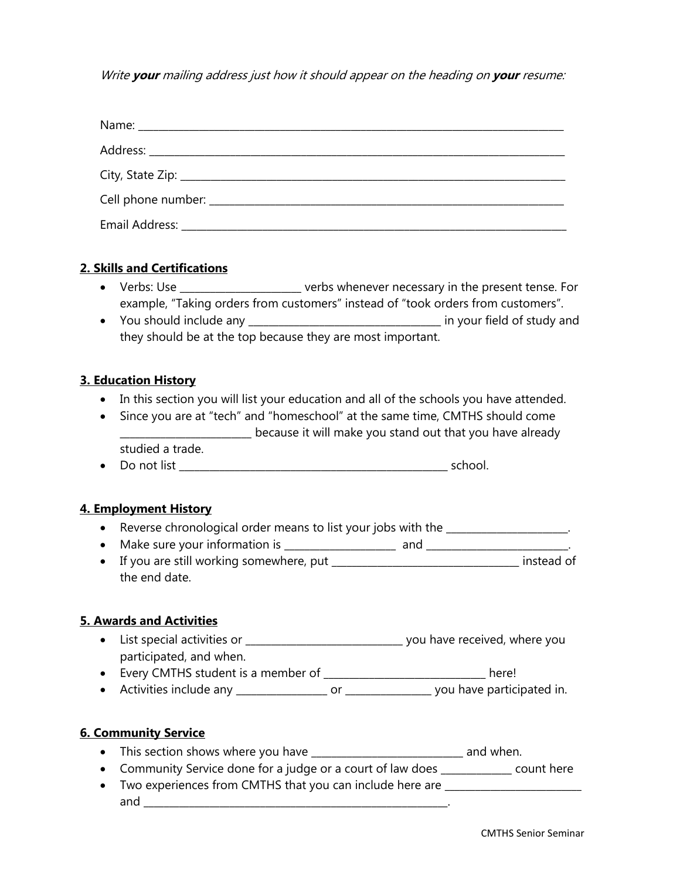*Write **your** mailing address just how it should appear on the heading on **your** resume:*

Name: ____________________________________________________________________________

Address: __________________________________________________________________________

City, State Zip: ____________________________________________________________________

Cell phone number: _________________________________________________________________

Email Address: _____________________________________________________________________

**2. Skills and Certifications**

- Verbs: Use ______________________ verbs whenever necessary in the present tense. For example, "Taking orders from customers" instead of "took orders from customers".
- You should include any ___________________________________ in your field of study and they should be at the top because they are most important.

**3. Education History**

- In this section you will list your education and all of the schools you have attended.
- Since you are at "tech" and "homeschool" at the same time, CMTHS should come ________________________ because it will make you stand out that you have already studied a trade.
- Do not list _________________________________________________ school.

**4. Employment History**

- Reverse chronological order means to list your jobs with the ______________________.
- Make sure your information is ____________________ and _________________________.
- If you are still working somewhere, put __________________________________ instead of the end date.

**5. Awards and Activities**

- List special activities or ____________________________ you have received, where you participated, and when.
- Every CMTHS student is a member of _____________________________ here!
- Activities include any ________________ or _______________ you have participated in.

**6. Community Service**

- This section shows where you have ___________________________ and when.
- Community Service done for a judge or a court of law does _____________ count here
- Two experiences from CMTHS that you can include here are _________________________ and ________________________________________________________.